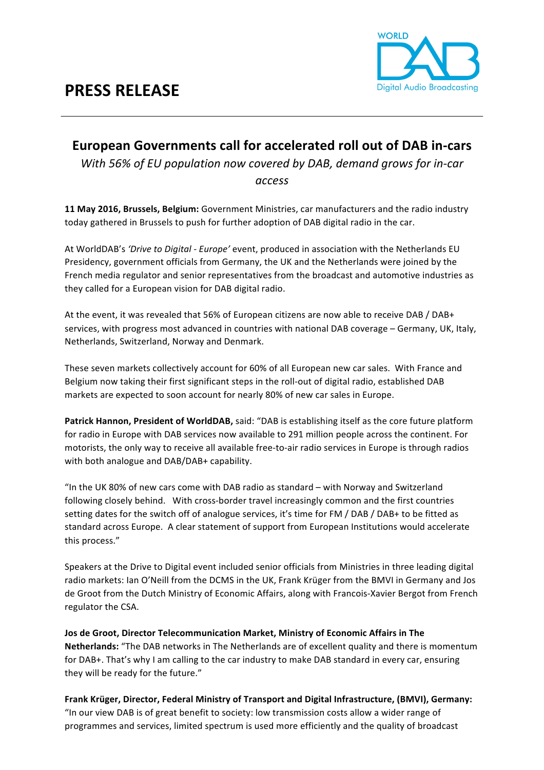# PRESS RELEASE

WORLD DAB Digital Audio Broadcasting

## European Governments call for accelerated roll out of DAB in-cars

*With 56% of EU population now covered by DAB, demand grows for in-car access*

**11 May 2016, Brussels, Belgium:** Government Ministries, car manufacturers and the radio industry today gathered in Brussels to push for further adoption of DAB digital radio in the car.

At WorldDAB's *'Drive to Digital - Europe'* event, produced in association with the Netherlands EU Presidency, government officials from Germany, the UK and the Netherlands were joined by the French media regulator and senior representatives from the broadcast and automotive industries as they called for a European vision for DAB digital radio.

At the event, it was revealed that 56% of European citizens are now able to receive DAB / DAB+ services, with progress most advanced in countries with national DAB coverage – Germany, UK, Italy, Netherlands, Switzerland, Norway and Denmark.

These seven markets collectively account for 60% of all European new car sales. With France and Belgium now taking their first significant steps in the roll-out of digital radio, established DAB markets are expected to soon account for nearly 80% of new car sales in Europe.

**Patrick Hannon, President of WorldDAB,** said: "DAB is establishing itself as the core future platform for radio in Europe with DAB services now available to 291 million people across the continent. For motorists, the only way to receive all available free-to-air radio services in Europe is through radios with both analogue and DAB/DAB+ capability.

"In the UK 80% of new cars come with DAB radio as standard – with Norway and Switzerland following closely behind. With cross-border travel increasingly common and the first countries setting dates for the switch off of analogue services, it's time for FM / DAB / DAB+ to be fitted as standard across Europe. A clear statement of support from European Institutions would accelerate this process."

Speakers at the Drive to Digital event included senior officials from Ministries in three leading digital radio markets: Ian O'Neill from the DCMS in the UK, Frank Krüger from the BMVI in Germany and Jos de Groot from the Dutch Ministry of Economic Affairs, along with Francois-Xavier Bergot from French regulator the CSA.

**Jos de Groot, Director Telecommunication Market, Ministry of Economic Affairs in The Netherlands:** "The DAB networks in The Netherlands are of excellent quality and there is momentum for DAB+. That's why I am calling to the car industry to make DAB standard in every car, ensuring they will be ready for the future."

**Frank Krüger, Director, Federal Ministry of Transport and Digital Infrastructure, (BMVI), Germany:** "In our view DAB is of great benefit to society: low transmission costs allow a wider range of programmes and services, limited spectrum is used more efficiently and the quality of broadcast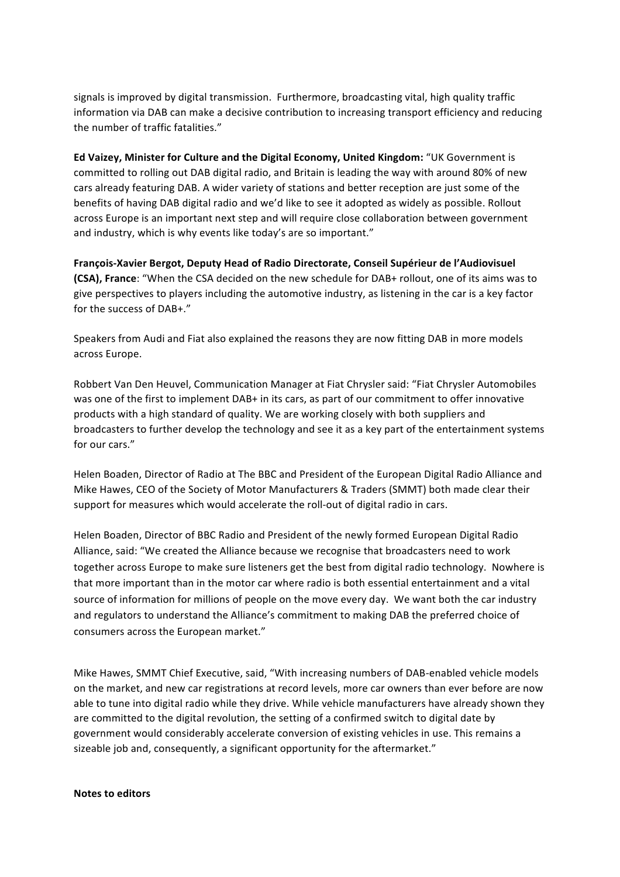signals is improved by digital transmission. Furthermore, broadcasting vital, high quality traffic information via DAB can make a decisive contribution to increasing transport efficiency and reducing the number of traffic fatalities."

**Ed Vaizey, Minister for Culture and the Digital Economy, United Kingdom:** "UK Government is committed to rolling out DAB digital radio, and Britain is leading the way with around 80% of new cars already featuring DAB. A wider variety of stations and better reception are just some of the benefits of having DAB digital radio and we'd like to see it adopted as widely as possible. Rollout across Europe is an important next step and will require close collaboration between government and industry, which is why events like today's are so important."

**François-Xavier Bergot, Deputy Head of Radio Directorate, Conseil Supérieur de l'Audiovisuel (CSA), France**: "When the CSA decided on the new schedule for DAB+ rollout, one of its aims was to give perspectives to players including the automotive industry, as listening in the car is a key factor for the success of DAB+."

Speakers from Audi and Fiat also explained the reasons they are now fitting DAB in more models across Europe.

Robbert Van Den Heuvel, Communication Manager at Fiat Chrysler said: "Fiat Chrysler Automobiles was one of the first to implement DAB+ in its cars, as part of our commitment to offer innovative products with a high standard of quality. We are working closely with both suppliers and broadcasters to further develop the technology and see it as a key part of the entertainment systems for our cars."

Helen Boaden, Director of Radio at The BBC and President of the European Digital Radio Alliance and Mike Hawes, CEO of the Society of Motor Manufacturers & Traders (SMMT) both made clear their support for measures which would accelerate the roll-out of digital radio in cars.

Helen Boaden, Director of BBC Radio and President of the newly formed European Digital Radio Alliance, said: "We created the Alliance because we recognise that broadcasters need to work together across Europe to make sure listeners get the best from digital radio technology. Nowhere is that more important than in the motor car where radio is both essential entertainment and a vital source of information for millions of people on the move every day. We want both the car industry and regulators to understand the Alliance's commitment to making DAB the preferred choice of consumers across the European market."

Mike Hawes, SMMT Chief Executive, said, "With increasing numbers of DAB-enabled vehicle models on the market, and new car registrations at record levels, more car owners than ever before are now able to tune into digital radio while they drive. While vehicle manufacturers have already shown they are committed to the digital revolution, the setting of a confirmed switch to digital date by government would considerably accelerate conversion of existing vehicles in use. This remains a sizeable job and, consequently, a significant opportunity for the aftermarket."

**Notes to editors**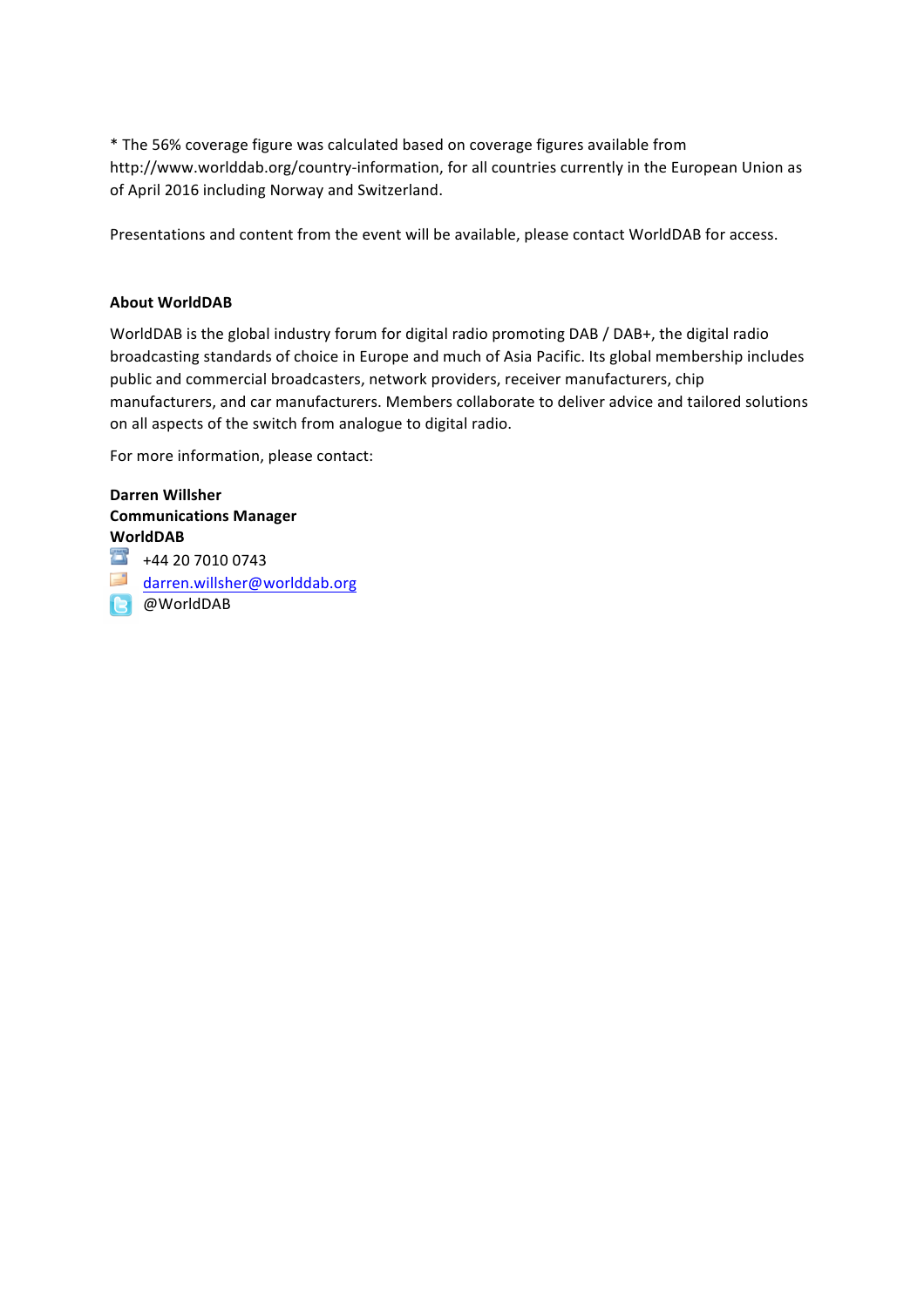* The 56% coverage figure was calculated based on coverage figures available from http://www.worlddab.org/country-information, for all countries currently in the European Union as of April 2016 including Norway and Switzerland.

Presentations and content from the event will be available, please contact WorldDAB for access.

**About WorldDAB**

WorldDAB is the global industry forum for digital radio promoting DAB / DAB+, the digital radio broadcasting standards of choice in Europe and much of Asia Pacific. Its global membership includes public and commercial broadcasters, network providers, receiver manufacturers, chip manufacturers, and car manufacturers. Members collaborate to deliver advice and tailored solutions on all aspects of the switch from analogue to digital radio.

For more information, please contact:

**Darren Willsher**
**Communications Manager**
**WorldDAB**

+44 20 7010 0743
darren.willsher@worlddab.org
@WorldDAB